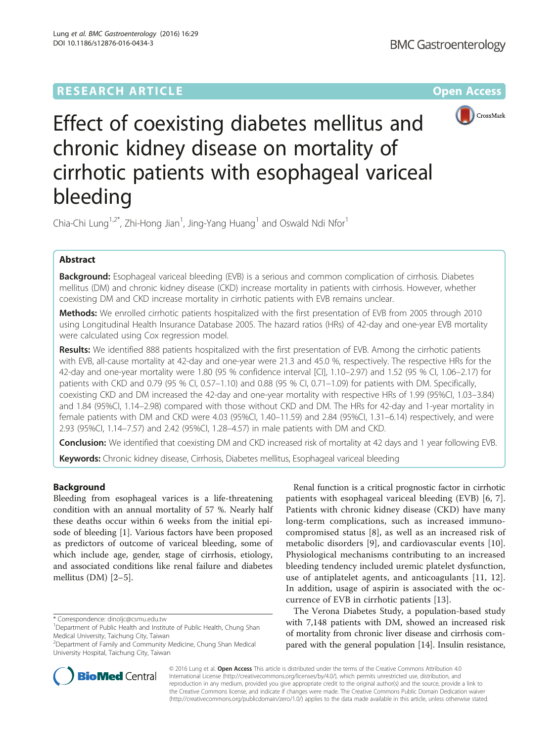RESEARCH ARTICLE Open Access

# Effect of coexisting diabetes mellitus and chronic kidney disease on mortality of cirrhotic patients with esophageal variceal bleeding

Chia-Chi Lung[1,2*], Zhi-Hong Jian[1], Jing-Yang Huang[1] and Oswald Ndi Nfor[1]

## Abstract

**Background:** Esophageal variceal bleeding (EVB) is a serious and common complication of cirrhosis. Diabetes mellitus (DM) and chronic kidney disease (CKD) increase mortality in patients with cirrhosis. However, whether coexisting DM and CKD increase mortality in cirrhotic patients with EVB remains unclear.

**Methods:** We enrolled cirrhotic patients hospitalized with the first presentation of EVB from 2005 through 2010 using Longitudinal Health Insurance Database 2005. The hazard ratios (HRs) of 42-day and one-year EVB mortality were calculated using Cox regression model.

**Results:** We identified 888 patients hospitalized with the first presentation of EVB. Among the cirrhotic patients with EVB, all-cause mortality at 42-day and one-year were 21.3 and 45.0 %, respectively. The respective HRs for the 42-day and one-year mortality were 1.80 (95 % confidence interval [CI], 1.10–2.97) and 1.52 (95 % CI, 1.06–2.17) for patients with CKD and 0.79 (95 % CI, 0.57–1.10) and 0.88 (95 % CI, 0.71–1.09) for patients with DM. Specifically, coexisting CKD and DM increased the 42-day and one-year mortality with respective HRs of 1.99 (95%CI, 1.03–3.84) and 1.84 (95%CI, 1.14–2.98) compared with those without CKD and DM. The HRs for 42-day and 1-year mortality in female patients with DM and CKD were 4.03 (95%CI, 1.40–11.59) and 2.84 (95%CI, 1.31–6.14) respectively, and were 2.93 (95%CI, 1.14–7.57) and 2.42 (95%CI, 1.28–4.57) in male patients with DM and CKD.

**Conclusion:** We identified that coexisting DM and CKD increased risk of mortality at 42 days and 1 year following EVB.

**Keywords:** Chronic kidney disease, Cirrhosis, Diabetes mellitus, Esophageal variceal bleeding

## Background

Bleeding from esophageal varices is a life-threatening condition with an annual mortality of 57 %. Nearly half these deaths occur within 6 weeks from the initial episode of bleeding [1]. Various factors have been proposed as predictors of outcome of variceal bleeding, some of which include age, gender, stage of cirrhosis, etiology, and associated conditions like renal failure and diabetes mellitus (DM) [2–5].

Renal function is a critical prognostic factor in cirrhotic patients with esophageal variceal bleeding (EVB) [6, 7]. Patients with chronic kidney disease (CKD) have many long-term complications, such as increased immunocompromised status [8], as well as an increased risk of metabolic disorders [9], and cardiovascular events [10]. Physiological mechanisms contributing to an increased bleeding tendency included uremic platelet dysfunction, use of antiplatelet agents, and anticoagulants [11, 12]. In addition, usage of aspirin is associated with the occurrence of EVB in cirrhotic patients [13].

The Verona Diabetes Study, a population-based study with 7,148 patients with DM, showed an increased risk of mortality from chronic liver disease and cirrhosis compared with the general population [14]. Insulin resistance,

\* Correspondence: dinoljc@csmu.edu.tw
[1]Department of Public Health and Institute of Public Health, Chung Shan Medical University, Taichung City, Taiwan
[2]Department of Family and Community Medicine, Chung Shan Medical University Hospital, Taichung City, Taiwan

© 2016 Lung et al. **Open Access** This article is distributed under the terms of the Creative Commons Attribution 4.0 International License (http://creativecommons.org/licenses/by/4.0/), which permits unrestricted use, distribution, and reproduction in any medium, provided you give appropriate credit to the original author(s) and the source, provide a link to the Creative Commons license, and indicate if changes were made. The Creative Commons Public Domain Dedication waiver (http://creativecommons.org/publicdomain/zero/1.0/) applies to the data made available in this article, unless otherwise stated.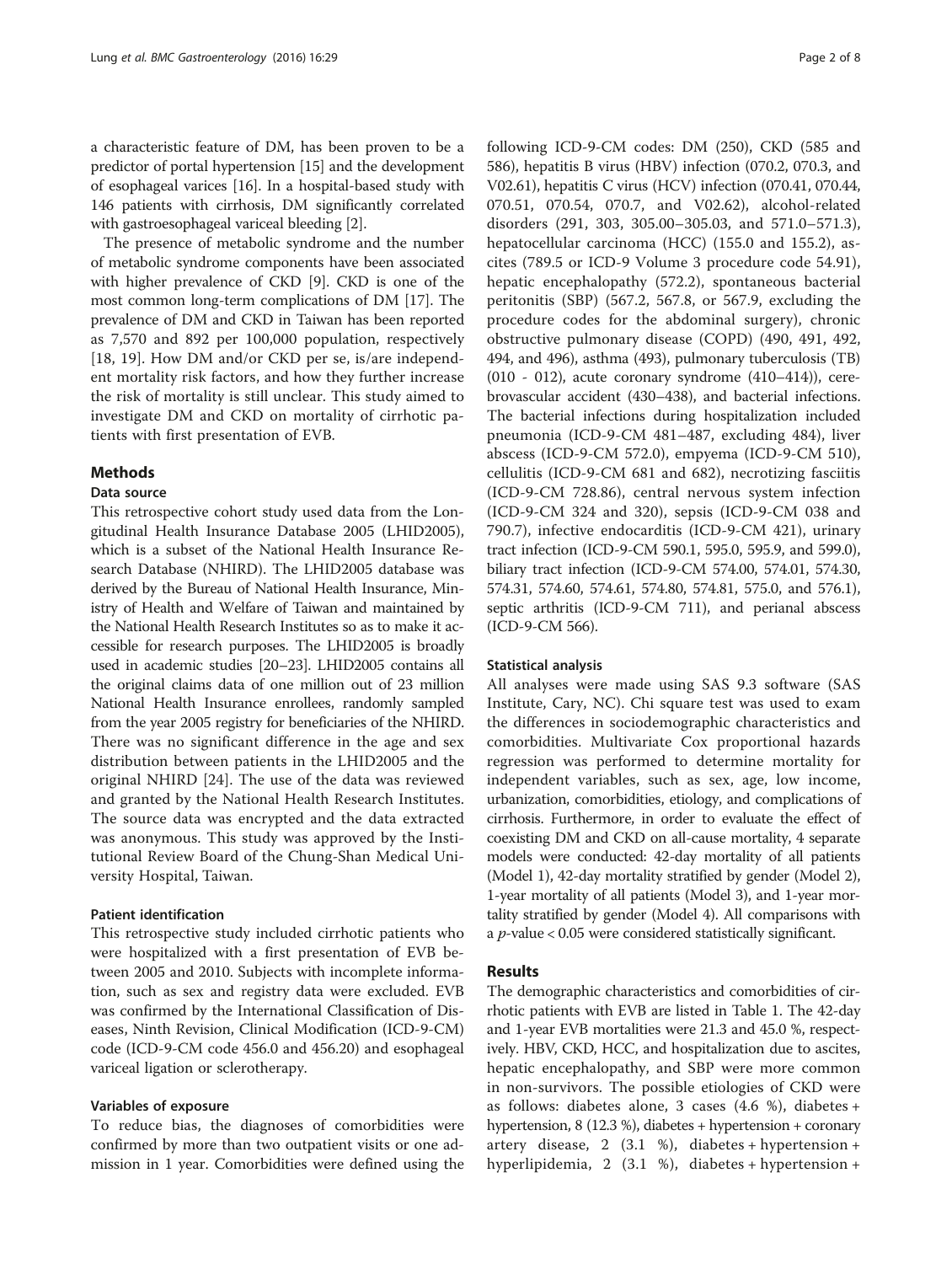a characteristic feature of DM, has been proven to be a predictor of portal hypertension [15] and the development of esophageal varices [16]. In a hospital-based study with 146 patients with cirrhosis, DM significantly correlated with gastroesophageal variceal bleeding [2].

The presence of metabolic syndrome and the number of metabolic syndrome components have been associated with higher prevalence of CKD [9]. CKD is one of the most common long-term complications of DM [17]. The prevalence of DM and CKD in Taiwan has been reported as 7,570 and 892 per 100,000 population, respectively [18, 19]. How DM and/or CKD per se, is/are independent mortality risk factors, and how they further increase the risk of mortality is still unclear. This study aimed to investigate DM and CKD on mortality of cirrhotic patients with first presentation of EVB.

## Methods

### Data source

This retrospective cohort study used data from the Longitudinal Health Insurance Database 2005 (LHID2005), which is a subset of the National Health Insurance Research Database (NHIRD). The LHID2005 database was derived by the Bureau of National Health Insurance, Ministry of Health and Welfare of Taiwan and maintained by the National Health Research Institutes so as to make it accessible for research purposes. The LHID2005 is broadly used in academic studies [20–23]. LHID2005 contains all the original claims data of one million out of 23 million National Health Insurance enrollees, randomly sampled from the year 2005 registry for beneficiaries of the NHIRD. There was no significant difference in the age and sex distribution between patients in the LHID2005 and the original NHIRD [24]. The use of the data was reviewed and granted by the National Health Research Institutes. The source data was encrypted and the data extracted was anonymous. This study was approved by the Institutional Review Board of the Chung-Shan Medical University Hospital, Taiwan.

#### Patient identification

This retrospective study included cirrhotic patients who were hospitalized with a first presentation of EVB between 2005 and 2010. Subjects with incomplete information, such as sex and registry data were excluded. EVB was confirmed by the International Classification of Diseases, Ninth Revision, Clinical Modification (ICD-9-CM) code (ICD-9-CM code 456.0 and 456.20) and esophageal variceal ligation or sclerotherapy.

#### Variables of exposure

To reduce bias, the diagnoses of comorbidities were confirmed by more than two outpatient visits or one admission in 1 year. Comorbidities were defined using the following ICD-9-CM codes: DM (250), CKD (585 and 586), hepatitis B virus (HBV) infection (070.2, 070.3, and V02.61), hepatitis C virus (HCV) infection (070.41, 070.44, 070.51, 070.54, 070.7, and V02.62), alcohol-related disorders (291, 303, 305.00–305.03, and 571.0–571.3), hepatocellular carcinoma (HCC) (155.0 and 155.2), ascites (789.5 or ICD-9 Volume 3 procedure code 54.91), hepatic encephalopathy (572.2), spontaneous bacterial peritonitis (SBP) (567.2, 567.8, or 567.9, excluding the procedure codes for the abdominal surgery), chronic obstructive pulmonary disease (COPD) (490, 491, 492, 494, and 496), asthma (493), pulmonary tuberculosis (TB) (010 - 012), acute coronary syndrome (410–414)), cerebrovascular accident (430–438), and bacterial infections. The bacterial infections during hospitalization included pneumonia (ICD-9-CM 481–487, excluding 484), liver abscess (ICD-9-CM 572.0), empyema (ICD-9-CM 510), cellulitis (ICD-9-CM 681 and 682), necrotizing fasciitis (ICD-9-CM 728.86), central nervous system infection (ICD-9-CM 324 and 320), sepsis (ICD-9-CM 038 and 790.7), infective endocarditis (ICD-9-CM 421), urinary tract infection (ICD-9-CM 590.1, 595.0, 595.9, and 599.0), biliary tract infection (ICD-9-CM 574.00, 574.01, 574.30, 574.31, 574.60, 574.61, 574.80, 574.81, 575.0, and 576.1), septic arthritis (ICD-9-CM 711), and perianal abscess (ICD-9-CM 566).

#### Statistical analysis

All analyses were made using SAS 9.3 software (SAS Institute, Cary, NC). Chi square test was used to exam the differences in sociodemographic characteristics and comorbidities. Multivariate Cox proportional hazards regression was performed to determine mortality for independent variables, such as sex, age, low income, urbanization, comorbidities, etiology, and complications of cirrhosis. Furthermore, in order to evaluate the effect of coexisting DM and CKD on all-cause mortality, 4 separate models were conducted: 42-day mortality of all patients (Model 1), 42-day mortality stratified by gender (Model 2), 1-year mortality of all patients (Model 3), and 1-year mortality stratified by gender (Model 4). All comparisons with a $p$-value < 0.05 were considered statistically significant.

## Results

The demographic characteristics and comorbidities of cirrhotic patients with EVB are listed in Table 1. The 42-day and 1-year EVB mortalities were 21.3 and 45.0 %, respectively. HBV, CKD, HCC, and hospitalization due to ascites, hepatic encephalopathy, and SBP were more common in non-survivors. The possible etiologies of CKD were as follows: diabetes alone, 3 cases (4.6 %), diabetes + hypertension, 8 (12.3 %), diabetes + hypertension + coronary artery disease, 2 (3.1 %), diabetes + hypertension + hyperlipidemia, 2 (3.1 %), diabetes + hypertension +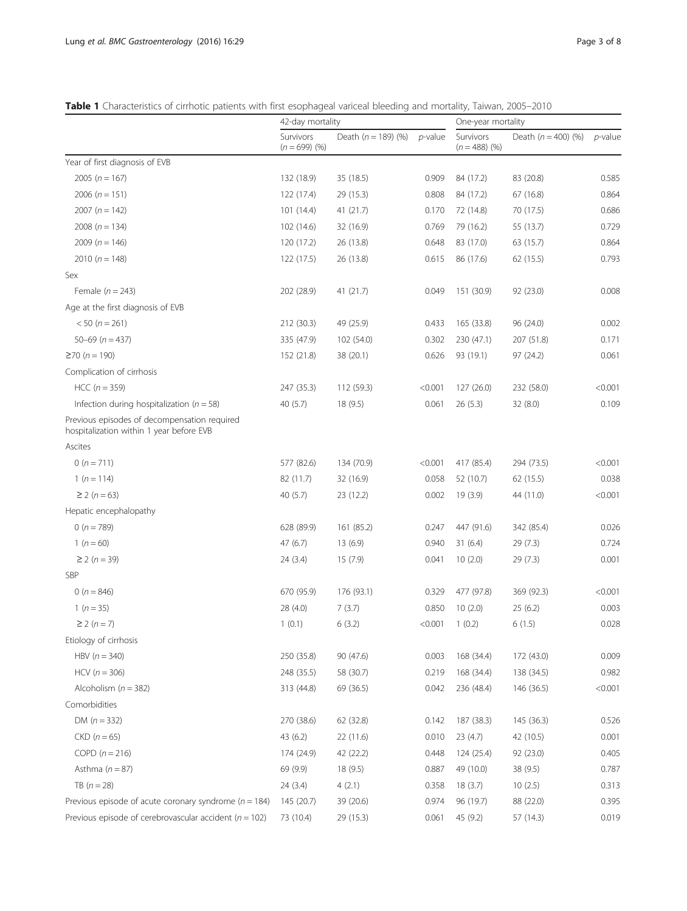**Table 1** Characteristics of cirrhotic patients with first esophageal variceal bleeding and mortality, Taiwan, 2005–2010

| | 42-day mortality | | | One-year mortality | | |
|---|---|---|---|---|---|---|
| | Survivors ($n$ = 699) (%) | Death ($n$ = 189) (%) | $p$-value | Survivors ($n$ = 488) (%) | Death ($n$ = 400) (%) | $p$-value |
| Year of first diagnosis of EVB | | | | | | |
| 2005 ($n$ = 167) | 132 (18.9) | 35 (18.5) | 0.909 | 84 (17.2) | 83 (20.8) | 0.585 |
| 2006 ($n$ = 151) | 122 (17.4) | 29 (15.3) | 0.808 | 84 (17.2) | 67 (16.8) | 0.864 |
| 2007 ($n$ = 142) | 101 (14.4) | 41 (21.7) | 0.170 | 72 (14.8) | 70 (17.5) | 0.686 |
| 2008 ($n$ = 134) | 102 (14.6) | 32 (16.9) | 0.769 | 79 (16.2) | 55 (13.7) | 0.729 |
| 2009 ($n$ = 146) | 120 (17.2) | 26 (13.8) | 0.648 | 83 (17.0) | 63 (15.7) | 0.864 |
| 2010 ($n$ = 148) | 122 (17.5) | 26 (13.8) | 0.615 | 86 (17.6) | 62 (15.5) | 0.793 |
| Sex | | | | | | |
| Female ($n$ = 243) | 202 (28.9) | 41 (21.7) | 0.049 | 151 (30.9) | 92 (23.0) | 0.008 |
| Age at the first diagnosis of EVB | | | | | | |
| < 50 ($n$ = 261) | 212 (30.3) | 49 (25.9) | 0.433 | 165 (33.8) | 96 (24.0) | 0.002 |
| 50–69 ($n$ = 437) | 335 (47.9) | 102 (54.0) | 0.302 | 230 (47.1) | 207 (51.8) | 0.171 |
| ≥70 ($n$ = 190) | 152 (21.8) | 38 (20.1) | 0.626 | 93 (19.1) | 97 (24.2) | 0.061 |
| Complication of cirrhosis | | | | | | |
| HCC ($n$ = 359) | 247 (35.3) | 112 (59.3) | <0.001 | 127 (26.0) | 232 (58.0) | <0.001 |
| Infection during hospitalization ($n$ = 58) | 40 (5.7) | 18 (9.5) | 0.061 | 26 (5.3) | 32 (8.0) | 0.109 |
| Previous episodes of decompensation required hospitalization within 1 year before EVB | | | | | | |
| Ascites | | | | | | |
| 0 ($n$ = 711) | 577 (82.6) | 134 (70.9) | <0.001 | 417 (85.4) | 294 (73.5) | <0.001 |
| 1 ($n$ = 114) | 82 (11.7) | 32 (16.9) | 0.058 | 52 (10.7) | 62 (15.5) | 0.038 |
| ≥ 2 ($n$ = 63) | 40 (5.7) | 23 (12.2) | 0.002 | 19 (3.9) | 44 (11.0) | <0.001 |
| Hepatic encephalopathy | | | | | | |
| 0 ($n$ = 789) | 628 (89.9) | 161 (85.2) | 0.247 | 447 (91.6) | 342 (85.4) | 0.026 |
| 1 ($n$ = 60) | 47 (6.7) | 13 (6.9) | 0.940 | 31 (6.4) | 29 (7.3) | 0.724 |
| ≥ 2 ($n$ = 39) | 24 (3.4) | 15 (7.9) | 0.041 | 10 (2.0) | 29 (7.3) | 0.001 |
| SBP | | | | | | |
| 0 ($n$ = 846) | 670 (95.9) | 176 (93.1) | 0.329 | 477 (97.8) | 369 (92.3) | <0.001 |
| 1 ($n$ = 35) | 28 (4.0) | 7 (3.7) | 0.850 | 10 (2.0) | 25 (6.2) | 0.003 |
| ≥ 2 ($n$ = 7) | 1 (0.1) | 6 (3.2) | <0.001 | 1 (0.2) | 6 (1.5) | 0.028 |
| Etiology of cirrhosis | | | | | | |
| HBV ($n$ = 340) | 250 (35.8) | 90 (47.6) | 0.003 | 168 (34.4) | 172 (43.0) | 0.009 |
| HCV ($n$ = 306) | 248 (35.5) | 58 (30.7) | 0.219 | 168 (34.4) | 138 (34.5) | 0.982 |
| Alcoholism ($n$ = 382) | 313 (44.8) | 69 (36.5) | 0.042 | 236 (48.4) | 146 (36.5) | <0.001 |
| Comorbidities | | | | | | |
| DM ($n$ = 332) | 270 (38.6) | 62 (32.8) | 0.142 | 187 (38.3) | 145 (36.3) | 0.526 |
| CKD ($n$ = 65) | 43 (6.2) | 22 (11.6) | 0.010 | 23 (4.7) | 42 (10.5) | 0.001 |
| COPD ($n$ = 216) | 174 (24.9) | 42 (22.2) | 0.448 | 124 (25.4) | 92 (23.0) | 0.405 |
| Asthma ($n$ = 87) | 69 (9.9) | 18 (9.5) | 0.887 | 49 (10.0) | 38 (9.5) | 0.787 |
| TB ($n$ = 28) | 24 (3.4) | 4 (2.1) | 0.358 | 18 (3.7) | 10 (2.5) | 0.313 |
| Previous episode of acute coronary syndrome ($n$ = 184) | 145 (20.7) | 39 (20.6) | 0.974 | 96 (19.7) | 88 (22.0) | 0.395 |
| Previous episode of cerebrovascular accident ($n$ = 102) | 73 (10.4) | 29 (15.3) | 0.061 | 45 (9.2) | 57 (14.3) | 0.019 |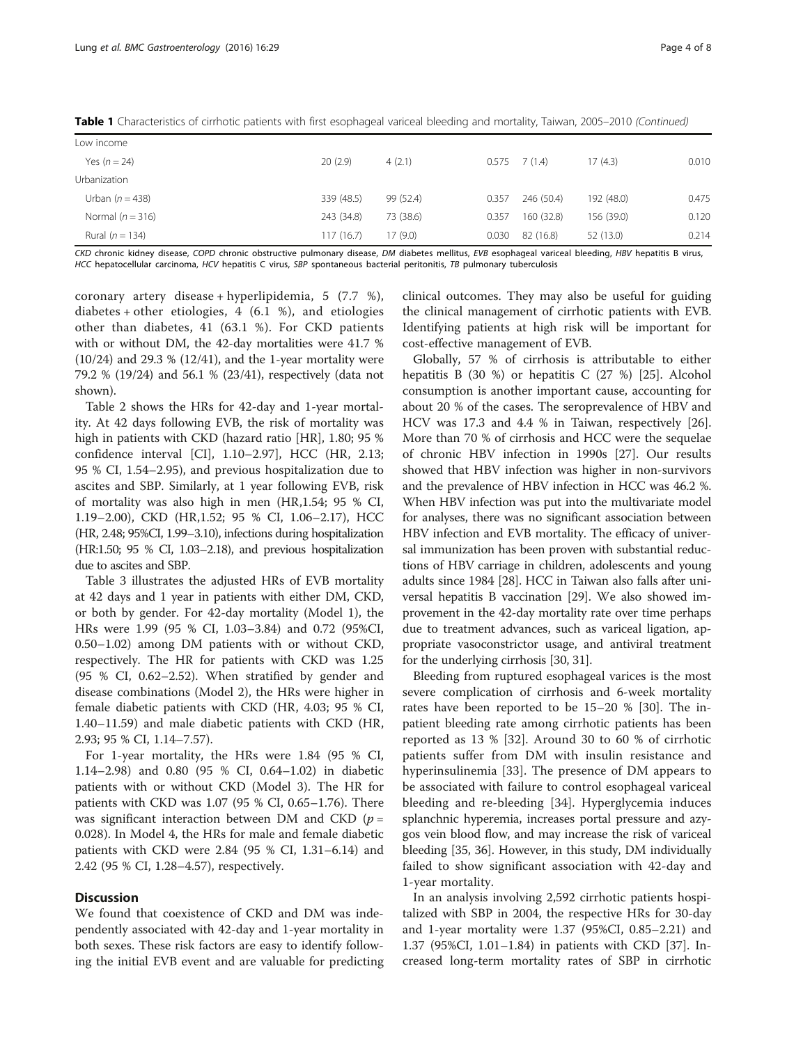**Table 1** Characteristics of cirrhotic patients with first esophageal variceal bleeding and mortality, Taiwan, 2005–2010 *(Continued)*

| | | | | | | |
|---|---|---|---|---|---|---|
| Low income | | | | | | |
| Yes ($n = 24$) | 20 (2.9) | 4 (2.1) | 0.575 | 7 (1.4) | 17 (4.3) | 0.010 |
| Urbanization | | | | | | |
| Urban ($n = 438$) | 339 (48.5) | 99 (52.4) | 0.357 | 246 (50.4) | 192 (48.0) | 0.475 |
| Normal ($n = 316$) | 243 (34.8) | 73 (38.6) | 0.357 | 160 (32.8) | 156 (39.0) | 0.120 |
| Rural ($n = 134$) | 117 (16.7) | 17 (9.0) | 0.030 | 82 (16.8) | 52 (13.0) | 0.214 |

*CKD* chronic kidney disease, *COPD* chronic obstructive pulmonary disease, *DM* diabetes mellitus, *EVB* esophageal variceal bleeding, *HBV* hepatitis B virus, *HCC* hepatocellular carcinoma, *HCV* hepatitis C virus, *SBP* spontaneous bacterial peritonitis, *TB* pulmonary tuberculosis

coronary artery disease + hyperlipidemia, 5 (7.7 %), diabetes + other etiologies, 4 (6.1 %), and etiologies other than diabetes, 41 (63.1 %). For CKD patients with or without DM, the 42-day mortalities were 41.7 % (10/24) and 29.3 % (12/41), and the 1-year mortality were 79.2 % (19/24) and 56.1 % (23/41), respectively (data not shown).

Table 2 shows the HRs for 42-day and 1-year mortality. At 42 days following EVB, the risk of mortality was high in patients with CKD (hazard ratio [HR], 1.80; 95 % confidence interval [CI], 1.10–2.97], HCC (HR, 2.13; 95 % CI, 1.54–2.95), and previous hospitalization due to ascites and SBP. Similarly, at 1 year following EVB, risk of mortality was also high in men (HR,1.54; 95 % CI, 1.19–2.00), CKD (HR,1.52; 95 % CI, 1.06–2.17), HCC (HR, 2.48; 95%CI, 1.99–3.10), infections during hospitalization (HR:1.50; 95 % CI, 1.03–2.18), and previous hospitalization due to ascites and SBP.

Table 3 illustrates the adjusted HRs of EVB mortality at 42 days and 1 year in patients with either DM, CKD, or both by gender. For 42-day mortality (Model 1), the HRs were 1.99 (95 % CI, 1.03–3.84) and 0.72 (95%CI, 0.50–1.02) among DM patients with or without CKD, respectively. The HR for patients with CKD was 1.25 (95 % CI, 0.62–2.52). When stratified by gender and disease combinations (Model 2), the HRs were higher in female diabetic patients with CKD (HR, 4.03; 95 % CI, 1.40–11.59) and male diabetic patients with CKD (HR, 2.93; 95 % CI, 1.14–7.57).

For 1-year mortality, the HRs were 1.84 (95 % CI, 1.14–2.98) and 0.80 (95 % CI, 0.64–1.02) in diabetic patients with or without CKD (Model 3). The HR for patients with CKD was 1.07 (95 % CI, 0.65–1.76). There was significant interaction between DM and CKD ($p = 0.028$). In Model 4, the HRs for male and female diabetic patients with CKD were 2.84 (95 % CI, 1.31–6.14) and 2.42 (95 % CI, 1.28–4.57), respectively.

## Discussion

We found that coexistence of CKD and DM was independently associated with 42-day and 1-year mortality in both sexes. These risk factors are easy to identify following the initial EVB event and are valuable for predicting clinical outcomes. They may also be useful for guiding the clinical management of cirrhotic patients with EVB. Identifying patients at high risk will be important for cost-effective management of EVB.

Globally, 57 % of cirrhosis is attributable to either hepatitis B (30 %) or hepatitis C (27 %) [25]. Alcohol consumption is another important cause, accounting for about 20 % of the cases. The seroprevalence of HBV and HCV was 17.3 and 4.4 % in Taiwan, respectively [26]. More than 70 % of cirrhosis and HCC were the sequelae of chronic HBV infection in 1990s [27]. Our results showed that HBV infection was higher in non-survivors and the prevalence of HBV infection in HCC was 46.2 %. When HBV infection was put into the multivariate model for analyses, there was no significant association between HBV infection and EVB mortality. The efficacy of universal immunization has been proven with substantial reductions of HBV carriage in children, adolescents and young adults since 1984 [28]. HCC in Taiwan also falls after universal hepatitis B vaccination [29]. We also showed improvement in the 42-day mortality rate over time perhaps due to treatment advances, such as variceal ligation, appropriate vasoconstrictor usage, and antiviral treatment for the underlying cirrhosis [30, 31].

Bleeding from ruptured esophageal varices is the most severe complication of cirrhosis and 6-week mortality rates have been reported to be 15–20 % [30]. The in-patient bleeding rate among cirrhotic patients has been reported as 13 % [32]. Around 30 to 60 % of cirrhotic patients suffer from DM with insulin resistance and hyperinsulinemia [33]. The presence of DM appears to be associated with failure to control esophageal variceal bleeding and re-bleeding [34]. Hyperglycemia induces splanchnic hyperemia, increases portal pressure and azygos vein blood flow, and may increase the risk of variceal bleeding [35, 36]. However, in this study, DM individually failed to show significant association with 42-day and 1-year mortality.

In an analysis involving 2,592 cirrhotic patients hospitalized with SBP in 2004, the respective HRs for 30-day and 1-year mortality were 1.37 (95%CI, 0.85–2.21) and 1.37 (95%CI, 1.01–1.84) in patients with CKD [37]. Increased long-term mortality rates of SBP in cirrhotic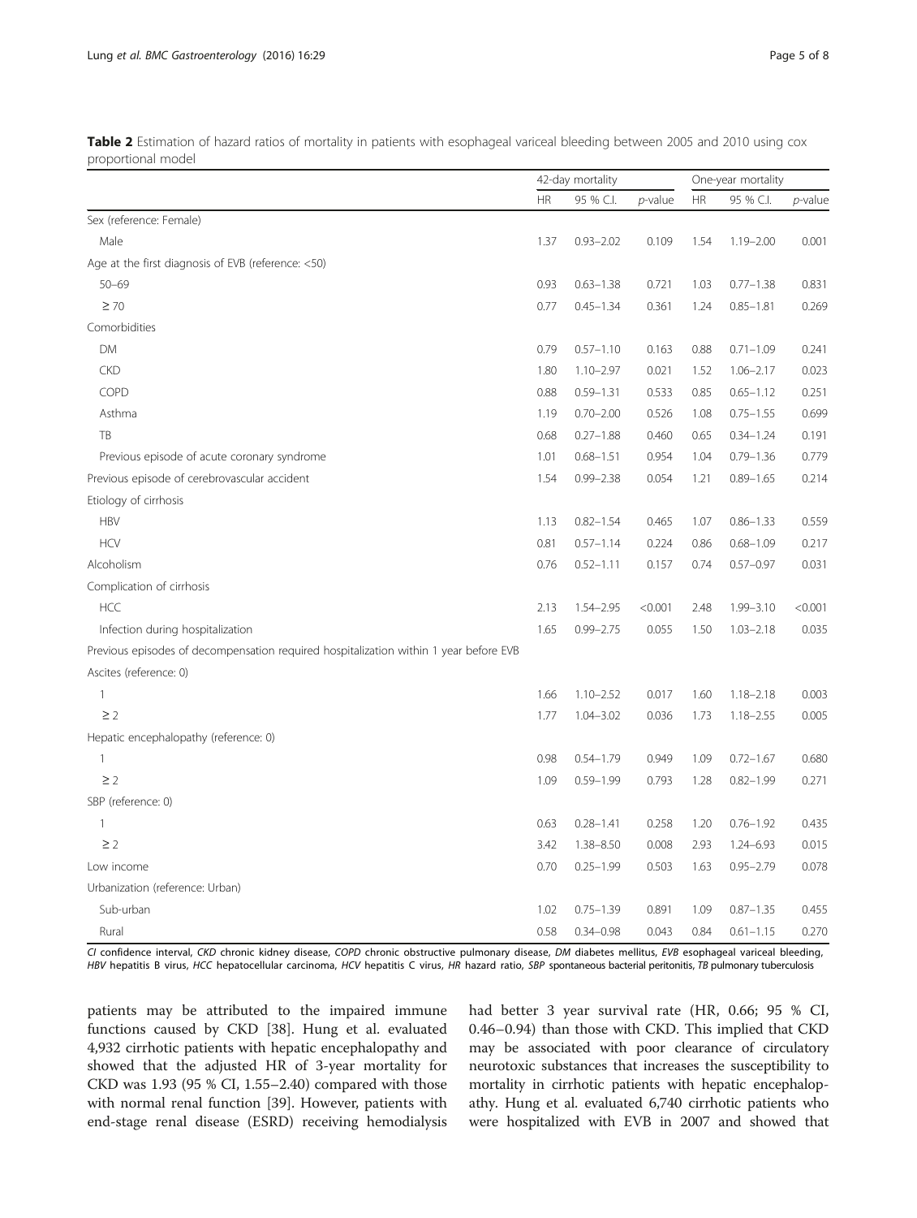**Table 2** Estimation of hazard ratios of mortality in patients with esophageal variceal bleeding between 2005 and 2010 using cox proportional model

| | 42-day mortality | | | One-year mortality | | |
|---|---|---|---|---|---|---|
| | HR | 95 % C.I. | *p*-value | HR | 95 % C.I. | *p*-value |
| Sex (reference: Female) | | | | | | |
| Male | 1.37 | 0.93–2.02 | 0.109 | 1.54 | 1.19–2.00 | 0.001 |
| Age at the first diagnosis of EVB (reference: <50) | | | | | | |
| 50–69 | 0.93 | 0.63–1.38 | 0.721 | 1.03 | 0.77–1.38 | 0.831 |
| ≥ 70 | 0.77 | 0.45–1.34 | 0.361 | 1.24 | 0.85–1.81 | 0.269 |
| Comorbidities | | | | | | |
| DM | 0.79 | 0.57–1.10 | 0.163 | 0.88 | 0.71–1.09 | 0.241 |
| CKD | 1.80 | 1.10–2.97 | 0.021 | 1.52 | 1.06–2.17 | 0.023 |
| COPD | 0.88 | 0.59–1.31 | 0.533 | 0.85 | 0.65–1.12 | 0.251 |
| Asthma | 1.19 | 0.70–2.00 | 0.526 | 1.08 | 0.75–1.55 | 0.699 |
| TB | 0.68 | 0.27–1.88 | 0.460 | 0.65 | 0.34–1.24 | 0.191 |
| Previous episode of acute coronary syndrome | 1.01 | 0.68–1.51 | 0.954 | 1.04 | 0.79–1.36 | 0.779 |
| Previous episode of cerebrovascular accident | 1.54 | 0.99–2.38 | 0.054 | 1.21 | 0.89–1.65 | 0.214 |
| Etiology of cirrhosis | | | | | | |
| HBV | 1.13 | 0.82–1.54 | 0.465 | 1.07 | 0.86–1.33 | 0.559 |
| HCV | 0.81 | 0.57–1.14 | 0.224 | 0.86 | 0.68–1.09 | 0.217 |
| Alcoholism | 0.76 | 0.52–1.11 | 0.157 | 0.74 | 0.57–0.97 | 0.031 |
| Complication of cirrhosis | | | | | | |
| HCC | 2.13 | 1.54–2.95 | <0.001 | 2.48 | 1.99–3.10 | <0.001 |
| Infection during hospitalization | 1.65 | 0.99–2.75 | 0.055 | 1.50 | 1.03–2.18 | 0.035 |
| Previous episodes of decompensation required hospitalization within 1 year before EVB | | | | | | |
| Ascites (reference: 0) | | | | | | |
| 1 | 1.66 | 1.10–2.52 | 0.017 | 1.60 | 1.18–2.18 | 0.003 |
| ≥ 2 | 1.77 | 1.04–3.02 | 0.036 | 1.73 | 1.18–2.55 | 0.005 |
| Hepatic encephalopathy (reference: 0) | | | | | | |
| 1 | 0.98 | 0.54–1.79 | 0.949 | 1.09 | 0.72–1.67 | 0.680 |
| ≥ 2 | 1.09 | 0.59–1.99 | 0.793 | 1.28 | 0.82–1.99 | 0.271 |
| SBP (reference: 0) | | | | | | |
| 1 | 0.63 | 0.28–1.41 | 0.258 | 1.20 | 0.76–1.92 | 0.435 |
| ≥ 2 | 3.42 | 1.38–8.50 | 0.008 | 2.93 | 1.24–6.93 | 0.015 |
| Low income | 0.70 | 0.25–1.99 | 0.503 | 1.63 | 0.95–2.79 | 0.078 |
| Urbanization (reference: Urban) | | | | | | |
| Sub-urban | 1.02 | 0.75–1.39 | 0.891 | 1.09 | 0.87–1.35 | 0.455 |
| Rural | 0.58 | 0.34–0.98 | 0.043 | 0.84 | 0.61–1.15 | 0.270 |

*CI* confidence interval, *CKD* chronic kidney disease, *COPD* chronic obstructive pulmonary disease, *DM* diabetes mellitus, *EVB* esophageal variceal bleeding, *HBV* hepatitis B virus, *HCC* hepatocellular carcinoma, *HCV* hepatitis C virus, *HR* hazard ratio, *SBP* spontaneous bacterial peritonitis, *TB* pulmonary tuberculosis

patients may be attributed to the impaired immune functions caused by CKD [38]. Hung et al. evaluated 4,932 cirrhotic patients with hepatic encephalopathy and showed that the adjusted HR of 3-year mortality for CKD was 1.93 (95 % CI, 1.55–2.40) compared with those with normal renal function [39]. However, patients with end-stage renal disease (ESRD) receiving hemodialysis had better 3 year survival rate (HR, 0.66; 95 % CI, 0.46–0.94) than those with CKD. This implied that CKD may be associated with poor clearance of circulatory neurotoxic substances that increases the susceptibility to mortality in cirrhotic patients with hepatic encephalopathy. Hung et al. evaluated 6,740 cirrhotic patients who were hospitalized with EVB in 2007 and showed that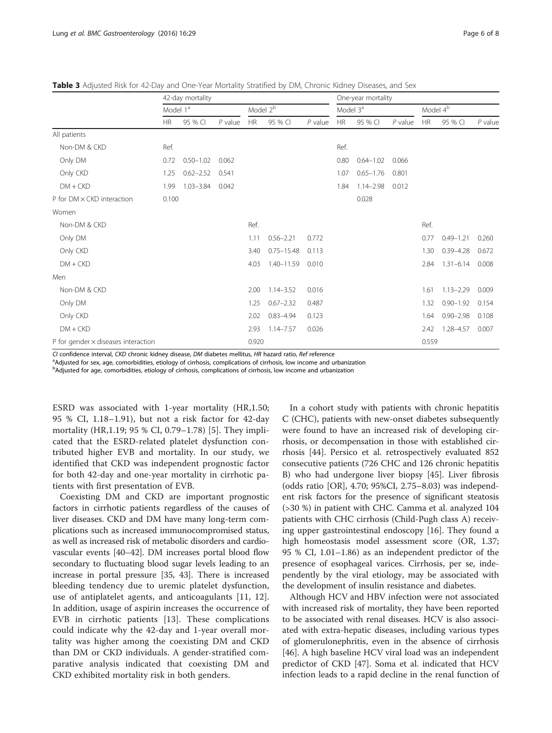**Table 3** Adjusted Risk for 42-Day and One-Year Mortality Stratified by DM, Chronic Kidney Diseases, and Sex

| | 42-day mortality | | | | | | One-year mortality | | | | | |
|---|---|---|---|---|---|---|---|---|---|---|---|---|
| | Model 1[a] | | | Model 2[b] | | | Model 3[a] | | | Model 4[b] | | |
| | HR | 95 % CI | *P* value | HR | 95 % CI | *P* value | HR | 95 % CI | *P* value | HR | 95 % CI | *P* value |
| All patients | | | | | | | | | | | | |
| Non-DM & CKD | Ref. | | | | | | Ref. | | | | | |
| Only DM | 0.72 | 0.50–1.02 | 0.062 | | | | 0.80 | 0.64–1.02 | 0.066 | | | |
| Only CKD | 1.25 | 0.62–2.52 | 0.541 | | | | 1.07 | 0.65–1.76 | 0.801 | | | |
| DM + CKD | 1.99 | 1.03–3.84 | 0.042 | | | | 1.84 | 1.14–2.98 | 0.012 | | | |
| P for DM × CKD interaction | 0.100 | | | | | | | 0.028 | | | | |
| Women | | | | | | | | | | | | |
| Non-DM & CKD | | | | Ref. | | | | | | Ref. | | |
| Only DM | | | | 1.11 | 0.56–2.21 | 0.772 | | | | 0.77 | 0.49–1.21 | 0.260 |
| Only CKD | | | | 3.40 | 0.75–15.48 | 0.113 | | | | 1.30 | 0.39–4.28 | 0.672 |
| DM + CKD | | | | 4.03 | 1.40–11.59 | 0.010 | | | | 2.84 | 1.31–6.14 | 0.008 |
| Men | | | | | | | | | | | | |
| Non-DM & CKD | | | | 2.00 | 1.14–3.52 | 0.016 | | | | 1.61 | 1.13–2.29 | 0.009 |
| Only DM | | | | 1.25 | 0.67–2.32 | 0.487 | | | | 1.32 | 0.90–1.92 | 0.154 |
| Only CKD | | | | 2.02 | 0.83–4.94 | 0.123 | | | | 1.64 | 0.90–2.98 | 0.108 |
| DM + CKD | | | | 2.93 | 1.14–7.57 | 0.026 | | | | 2.42 | 1.28–4.57 | 0.007 |
| P for gender × diseases interaction | | | | 0.920 | | | | | | 0.559 | | |

*CI* confidence interval, *CKD* chronic kidney disease, *DM* diabetes mellitus, *HR* hazard ratio, *Ref* reference

[a]Adjusted for sex, age, comorbidities, etiology of cirrhosis, complications of cirrhosis, low income and urbanization

[b]Adjusted for age, comorbidities, etiology of cirrhosis, complications of cirrhosis, low income and urbanization

ESRD was associated with 1-year mortality (HR,1.50; 95 % CI, 1.18–1.91), but not a risk factor for 42-day mortality (HR,1.19; 95 % CI, 0.79–1.78) [5]. They implicated that the ESRD-related platelet dysfunction contributed higher EVB and mortality. In our study, we identified that CKD was independent prognostic factor for both 42-day and one-year mortality in cirrhotic patients with first presentation of EVB.

Coexisting DM and CKD are important prognostic factors in cirrhotic patients regardless of the causes of liver diseases. CKD and DM have many long-term complications such as increased immunocompromised status, as well as increased risk of metabolic disorders and cardiovascular events [40–42]. DM increases portal blood flow secondary to fluctuating blood sugar levels leading to an increase in portal pressure [35, 43]. There is increased bleeding tendency due to uremic platelet dysfunction, use of antiplatelet agents, and anticoagulants [11, 12]. In addition, usage of aspirin increases the occurrence of EVB in cirrhotic patients [13]. These complications could indicate why the 42-day and 1-year overall mortality was higher among the coexisting DM and CKD than DM or CKD individuals. A gender-stratified comparative analysis indicated that coexisting DM and CKD exhibited mortality risk in both genders.

In a cohort study with patients with chronic hepatitis C (CHC), patients with new-onset diabetes subsequently were found to have an increased risk of developing cirrhosis, or decompensation in those with established cirrhosis [44]. Persico et al. retrospectively evaluated 852 consecutive patients (726 CHC and 126 chronic hepatitis B) who had undergone liver biopsy [45]. Liver fibrosis (odds ratio [OR], 4.70; 95%CI, 2.75–8.03) was independent risk factors for the presence of significant steatosis (>30 %) in patient with CHC. Camma et al. analyzed 104 patients with CHC cirrhosis (Child-Pugh class A) receiving upper gastrointestinal endoscopy [16]. They found a high homeostasis model assessment score (OR, 1.37; 95 % CI, 1.01–1.86) as an independent predictor of the presence of esophageal varices. Cirrhosis, per se, independently by the viral etiology, may be associated with the development of insulin resistance and diabetes.

Although HCV and HBV infection were not associated with increased risk of mortality, they have been reported to be associated with renal diseases. HCV is also associated with extra-hepatic diseases, including various types of glomerulonephritis, even in the absence of cirrhosis [46]. A high baseline HCV viral load was an independent predictor of CKD [47]. Soma et al. indicated that HCV infection leads to a rapid decline in the renal function of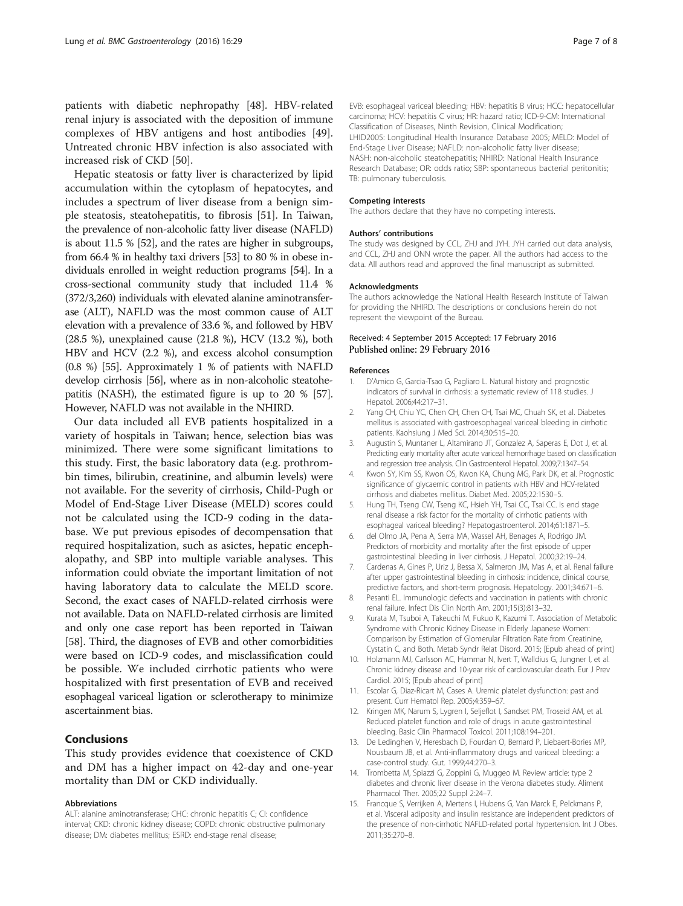patients with diabetic nephropathy [48]. HBV-related renal injury is associated with the deposition of immune complexes of HBV antigens and host antibodies [49]. Untreated chronic HBV infection is also associated with increased risk of CKD [50].

Hepatic steatosis or fatty liver is characterized by lipid accumulation within the cytoplasm of hepatocytes, and includes a spectrum of liver disease from a benign simple steatosis, steatohepatitis, to fibrosis [51]. In Taiwan, the prevalence of non-alcoholic fatty liver disease (NAFLD) is about 11.5 % [52], and the rates are higher in subgroups, from 66.4 % in healthy taxi drivers [53] to 80 % in obese individuals enrolled in weight reduction programs [54]. In a cross-sectional community study that included 11.4 % (372/3,260) individuals with elevated alanine aminotransferase (ALT), NAFLD was the most common cause of ALT elevation with a prevalence of 33.6 %, and followed by HBV (28.5 %), unexplained cause (21.8 %), HCV (13.2 %), both HBV and HCV (2.2 %), and excess alcohol consumption (0.8 %) [55]. Approximately 1 % of patients with NAFLD develop cirrhosis [56], where as in non-alcoholic steatohepatitis (NASH), the estimated figure is up to 20 % [57]. However, NAFLD was not available in the NHIRD.

Our data included all EVB patients hospitalized in a variety of hospitals in Taiwan; hence, selection bias was minimized. There were some significant limitations to this study. First, the basic laboratory data (e.g. prothrombin times, bilirubin, creatinine, and albumin levels) were not available. For the severity of cirrhosis, Child-Pugh or Model of End-Stage Liver Disease (MELD) scores could not be calculated using the ICD-9 coding in the database. We put previous episodes of decompensation that required hospitalization, such as asictes, hepatic encephalopathy, and SBP into multiple variable analyses. This information could obviate the important limitation of not having laboratory data to calculate the MELD score. Second, the exact cases of NAFLD-related cirrhosis were not available. Data on NAFLD-related cirrhosis are limited and only one case report has been reported in Taiwan [58]. Third, the diagnoses of EVB and other comorbidities were based on ICD-9 codes, and misclassification could be possible. We included cirrhotic patients who were hospitalized with first presentation of EVB and received esophageal variceal ligation or sclerotherapy to minimize ascertainment bias.

## Conclusions

This study provides evidence that coexistence of CKD and DM has a higher impact on 42-day and one-year mortality than DM or CKD individually.

#### Abbreviations

ALT: alanine aminotransferase; CHC: chronic hepatitis C; CI: confidence interval; CKD: chronic kidney disease; COPD: chronic obstructive pulmonary disease; DM: diabetes mellitus; ESRD: end-stage renal disease; EVB: esophageal variceal bleeding; HBV: hepatitis B virus; HCC: hepatocellular carcinoma; HCV: hepatitis C virus; HR: hazard ratio; ICD-9-CM: International Classification of Diseases, Ninth Revision, Clinical Modification; LHID2005: Longitudinal Health Insurance Database 2005; MELD: Model of End-Stage Liver Disease; NAFLD: non-alcoholic fatty liver disease; NASH: non-alcoholic steatohepatitis; NHIRD: National Health Insurance Research Database; OR: odds ratio; SBP: spontaneous bacterial peritonitis; TB: pulmonary tuberculosis.

#### Competing interests

The authors declare that they have no competing interests.

#### Authors' contributions

The study was designed by CCL, ZHJ and JYH. JYH carried out data analysis, and CCL, ZHJ and ONN wrote the paper. All the authors had access to the data. All authors read and approved the final manuscript as submitted.

#### Acknowledgments

The authors acknowledge the National Health Research Institute of Taiwan for providing the NHIRD. The descriptions or conclusions herein do not represent the viewpoint of the Bureau.

Received: 4 September 2015 Accepted: 17 February 2016
Published online: 29 February 2016

#### References

1. D'Amico G, Garcia-Tsao G, Pagliaro L. Natural history and prognostic indicators of survival in cirrhosis: a systematic review of 118 studies. J Hepatol. 2006;44:217–31.
2. Yang CH, Chiu YC, Chen CH, Chen CH, Tsai MC, Chuah SK, et al. Diabetes mellitus is associated with gastroesophageal variceal bleeding in cirrhotic patients. Kaohsiung J Med Sci. 2014;30:515–20.
3. Augustin S, Muntaner L, Altamirano JT, Gonzalez A, Saperas E, Dot J, et al. Predicting early mortality after acute variceal hemorrhage based on classification and regression tree analysis. Clin Gastroenterol Hepatol. 2009;7:1347–54.
4. Kwon SY, Kim SS, Kwon OS, Kwon KA, Chung MG, Park DK, et al. Prognostic significance of glycaemic control in patients with HBV and HCV-related cirrhosis and diabetes mellitus. Diabet Med. 2005;22:1530–5.
5. Hung TH, Tseng CW, Tseng KC, Hsieh YH, Tsai CC, Tsai CC. Is end stage renal disease a risk factor for the mortality of cirrhotic patients with esophageal variceal bleeding? Hepatogastroenterol. 2014;61:1871–5.
6. del Olmo JA, Pena A, Serra MA, Wassel AH, Benages A, Rodrigo JM. Predictors of morbidity and mortality after the first episode of upper gastrointestinal bleeding in liver cirrhosis. J Hepatol. 2000;32:19–24.
7. Cardenas A, Gines P, Uriz J, Bessa X, Salmeron JM, Mas A, et al. Renal failure after upper gastrointestinal bleeding in cirrhosis: incidence, clinical course, predictive factors, and short-term prognosis. Hepatology. 2001;34:671–6.
8. Pesanti EL. Immunologic defects and vaccination in patients with chronic renal failure. Infect Dis Clin North Am. 2001;15(3):813–32.
9. Kurata M, Tsuboi A, Takeuchi M, Fukuo K, Kazumi T. Association of Metabolic Syndrome with Chronic Kidney Disease in Elderly Japanese Women: Comparison by Estimation of Glomerular Filtration Rate from Creatinine, Cystatin C, and Both. Metab Syndr Relat Disord. 2015; [Epub ahead of print]
10. Holzmann MJ, Carlsson AC, Hammar N, Ivert T, Walldius G, Jungner I, et al. Chronic kidney disease and 10-year risk of cardiovascular death. Eur J Prev Cardiol. 2015; [Epub ahead of print]
11. Escolar G, Diaz-Ricart M, Cases A. Uremic platelet dysfunction: past and present. Curr Hematol Rep. 2005;4:359–67.
12. Kringen MK, Narum S, Lygren I, Seljeflot I, Sandset PM, Troseid AM, et al. Reduced platelet function and role of drugs in acute gastrointestinal bleeding. Basic Clin Pharmacol Toxicol. 2011;108:194–201.
13. De Ledinghen V, Heresbach D, Fourdan O, Bernard P, Liebaert-Bories MP, Nousbaum JB, et al. Anti-inflammatory drugs and variceal bleeding: a case-control study. Gut. 1999;44:270–3.
14. Trombetta M, Spiazzi G, Zoppini G, Muggeo M. Review article: type 2 diabetes and chronic liver disease in the Verona diabetes study. Aliment Pharmacol Ther. 2005;22 Suppl 2:24–7.
15. Francque S, Verrijken A, Mertens I, Hubens G, Van Marck E, Pelckmans P, et al. Visceral adiposity and insulin resistance are independent predictors of the presence of non-cirrhotic NAFLD-related portal hypertension. Int J Obes. 2011;35:270–8.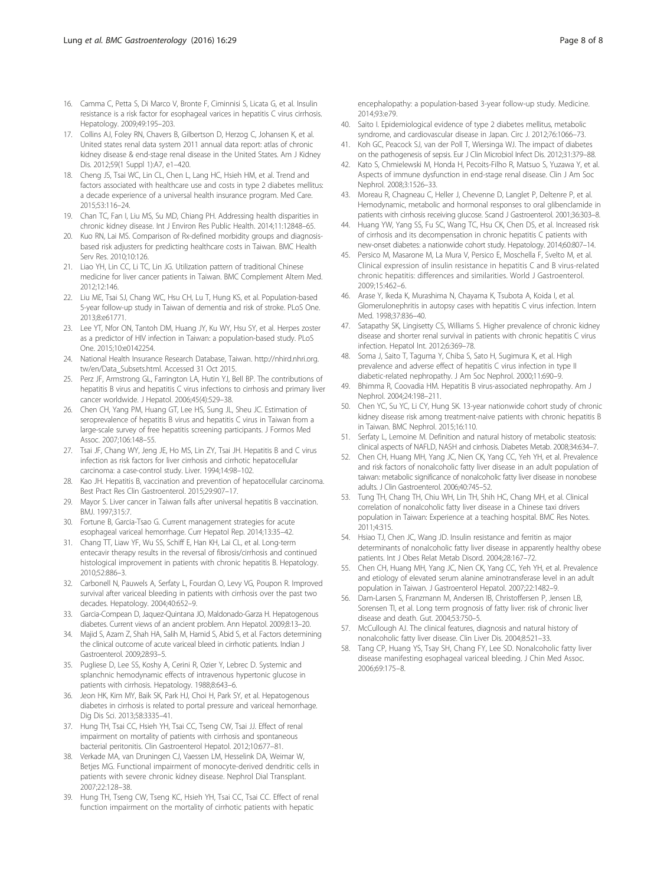16. Camma C, Petta S, Di Marco V, Bronte F, Ciminnisi S, Licata G, et al. Insulin resistance is a risk factor for esophageal varices in hepatitis C virus cirrhosis. Hepatology. 2009;49:195–203.
17. Collins AJ, Foley RN, Chavers B, Gilbertson D, Herzog C, Johansen K, et al. United states renal data system 2011 annual data report: atlas of chronic kidney disease & end-stage renal disease in the United States. Am J Kidney Dis. 2012;59(1 Suppl 1):A7, e1–420.
18. Cheng JS, Tsai WC, Lin CL, Chen L, Lang HC, Hsieh HM, et al. Trend and factors associated with healthcare use and costs in type 2 diabetes mellitus: a decade experience of a universal health insurance program. Med Care. 2015;53:116–24.
19. Chan TC, Fan I, Liu MS, Su MD, Chiang PH. Addressing health disparities in chronic kidney disease. Int J Environ Res Public Health. 2014;11:12848–65.
20. Kuo RN, Lai MS. Comparison of Rx-defined morbidity groups and diagnosis-based risk adjusters for predicting healthcare costs in Taiwan. BMC Health Serv Res. 2010;10:126.
21. Liao YH, Lin CC, Li TC, Lin JG. Utilization pattern of traditional Chinese medicine for liver cancer patients in Taiwan. BMC Complement Altern Med. 2012;12:146.
22. Liu ME, Tsai SJ, Chang WC, Hsu CH, Lu T, Hung KS, et al. Population-based 5-year follow-up study in Taiwan of dementia and risk of stroke. PLoS One. 2013;8:e61771.
23. Lee YT, Nfor ON, Tantoh DM, Huang JY, Ku WY, Hsu SY, et al. Herpes zoster as a predictor of HIV infection in Taiwan: a population-based study. PLoS One. 2015;10:e0142254.
24. National Health Insurance Research Database, Taiwan. http://nhird.nhri.org.tw/en/Data_Subsets.html. Accessed 31 Oct 2015.
25. Perz JF, Armstrong GL, Farrington LA, Hutin YJ, Bell BP. The contributions of hepatitis B virus and hepatitis C virus infections to cirrhosis and primary liver cancer worldwide. J Hepatol. 2006;45(4):529–38.
26. Chen CH, Yang PM, Huang GT, Lee HS, Sung JL, Sheu JC. Estimation of seroprevalence of hepatitis B virus and hepatitis C virus in Taiwan from a large-scale survey of free hepatitis screening participants. J Formos Med Assoc. 2007;106:148–55.
27. Tsai JF, Chang WY, Jeng JE, Ho MS, Lin ZY, Tsai JH. Hepatitis B and C virus infection as risk factors for liver cirrhosis and cirrhotic hepatocellular carcinoma: a case-control study. Liver. 1994;14:98–102.
28. Kao JH. Hepatitis B, vaccination and prevention of hepatocellular carcinoma. Best Pract Res Clin Gastroenterol. 2015;29:907–17.
29. Mayor S. Liver cancer in Taiwan falls after universal hepatitis B vaccination. BMJ. 1997;315:7.
30. Fortune B, Garcia-Tsao G. Current management strategies for acute esophageal variceal hemorrhage. Curr Hepatol Rep. 2014;13:35–42.
31. Chang TT, Liaw YF, Wu SS, Schiff E, Han KH, Lai CL, et al. Long-term entecavir therapy results in the reversal of fibrosis/cirrhosis and continued histological improvement in patients with chronic hepatitis B. Hepatology. 2010;52:886–3.
32. Carbonell N, Pauwels A, Serfaty L, Fourdan O, Levy VG, Poupon R. Improved survival after variceal bleeding in patients with cirrhosis over the past two decades. Hepatology. 2004;40:652–9.
33. Garcia-Compean D, Jaquez-Quintana JO, Maldonado-Garza H. Hepatogenous diabetes. Current views of an ancient problem. Ann Hepatol. 2009;8:13–20.
34. Majid S, Azam Z, Shah HA, Salih M, Hamid S, Abid S, et al. Factors determining the clinical outcome of acute variceal bleed in cirrhotic patients. Indian J Gastroenterol. 2009;28:93–5.
35. Pugliese D, Lee SS, Koshy A, Cerini R, Ozier Y, Lebrec D. Systemic and splanchnic hemodynamic effects of intravenous hypertonic glucose in patients with cirrhosis. Hepatology. 1988;8:643–6.
36. Jeon HK, Kim MY, Baik SK, Park HJ, Choi H, Park SY, et al. Hepatogenous diabetes in cirrhosis is related to portal pressure and variceal hemorrhage. Dig Dis Sci. 2013;58:3335–41.
37. Hung TH, Tsai CC, Hsieh YH, Tsai CC, Tseng CW, Tsai JJ. Effect of renal impairment on mortality of patients with cirrhosis and spontaneous bacterial peritonitis. Clin Gastroenterol Hepatol. 2012;10:677–81.
38. Verkade MA, van Druningen CJ, Vaessen LM, Hesselink DA, Weimar W, Betjes MG. Functional impairment of monocyte-derived dendritic cells in patients with severe chronic kidney disease. Nephrol Dial Transplant. 2007;22:128–38.
39. Hung TH, Tseng CW, Tseng KC, Hsieh YH, Tsai CC, Tsai CC. Effect of renal function impairment on the mortality of cirrhotic patients with hepatic encephalopathy: a population-based 3-year follow-up study. Medicine. 2014;93:e79.
40. Saito I. Epidemiological evidence of type 2 diabetes mellitus, metabolic syndrome, and cardiovascular disease in Japan. Circ J. 2012;76:1066–73.
41. Koh GC, Peacock SJ, van der Poll T, Wiersinga WJ. The impact of diabetes on the pathogenesis of sepsis. Eur J Clin Microbiol Infect Dis. 2012;31:379–88.
42. Kato S, Chmielewski M, Honda H, Pecoits-Filho R, Matsuo S, Yuzawa Y, et al. Aspects of immune dysfunction in end-stage renal disease. Clin J Am Soc Nephrol. 2008;3:1526–33.
43. Moreau R, Chagneau C, Heller J, Chevenne D, Langlet P, Deltenre P, et al. Hemodynamic, metabolic and hormonal responses to oral glibenclamide in patients with cirrhosis receiving glucose. Scand J Gastroenterol. 2001;36:303–8.
44. Huang YW, Yang SS, Fu SC, Wang TC, Hsu CK, Chen DS, et al. Increased risk of cirrhosis and its decompensation in chronic hepatitis C patients with new-onset diabetes: a nationwide cohort study. Hepatology. 2014;60:807–14.
45. Persico M, Masarone M, La Mura V, Persico E, Moschella F, Svelto M, et al. Clinical expression of insulin resistance in hepatitis C and B virus-related chronic hepatitis: differences and similarities. World J Gastroenterol. 2009;15:462–6.
46. Arase Y, Ikeda K, Murashima N, Chayama K, Tsubota A, Koida I, et al. Glomerulonephritis in autopsy cases with hepatitis C virus infection. Intern Med. 1998;37:836–40.
47. Satapathy SK, Lingisetty CS, Williams S. Higher prevalence of chronic kidney disease and shorter renal survival in patients with chronic hepatitis C virus infection. Hepatol Int. 2012;6:369–78.
48. Soma J, Saito T, Taguma Y, Chiba S, Sato H, Sugimura K, et al. High prevalence and adverse effect of hepatitis C virus infection in type II diabetic-related nephropathy. J Am Soc Nephrol. 2000;11:690–9.
49. Bhimma R, Coovadia HM. Hepatitis B virus-associated nephropathy. Am J Nephrol. 2004;24:198–211.
50. Chen YC, Su YC, Li CY, Hung SK. 13-year nationwide cohort study of chronic kidney disease risk among treatment-naive patients with chronic hepatitis B in Taiwan. BMC Nephrol. 2015;16:110.
51. Serfaty L, Lemoine M. Definition and natural history of metabolic steatosis: clinical aspects of NAFLD, NASH and cirrhosis. Diabetes Metab. 2008;34:634–7.
52. Chen CH, Huang MH, Yang JC, Nien CK, Yang CC, Yeh YH, et al. Prevalence and risk factors of nonalcoholic fatty liver disease in an adult population of taiwan: metabolic significance of nonalcoholic fatty liver disease in nonobese adults. J Clin Gastroenterol. 2006;40:745–52.
53. Tung TH, Chang TH, Chiu WH, Lin TH, Shih HC, Chang MH, et al. Clinical correlation of nonalcoholic fatty liver disease in a Chinese taxi drivers population in Taiwan: Experience at a teaching hospital. BMC Res Notes. 2011;4:315.
54. Hsiao TJ, Chen JC, Wang JD. Insulin resistance and ferritin as major determinants of nonalcoholic fatty liver disease in apparently healthy obese patients. Int J Obes Relat Metab Disord. 2004;28:167–72.
55. Chen CH, Huang MH, Yang JC, Nien CK, Yang CC, Yeh YH, et al. Prevalence and etiology of elevated serum alanine aminotransferase level in an adult population in Taiwan. J Gastroenterol Hepatol. 2007;22:1482–9.
56. Dam-Larsen S, Franzmann M, Andersen IB, Christoffersen P, Jensen LB, Sorensen TI, et al. Long term prognosis of fatty liver: risk of chronic liver disease and death. Gut. 2004;53:750–5.
57. McCullough AJ. The clinical features, diagnosis and natural history of nonalcoholic fatty liver disease. Clin Liver Dis. 2004;8:521–33.
58. Tang CP, Huang YS, Tsay SH, Chang FY, Lee SD. Nonalcoholic fatty liver disease manifesting esophageal variceal bleeding. J Chin Med Assoc. 2006;69:175–8.